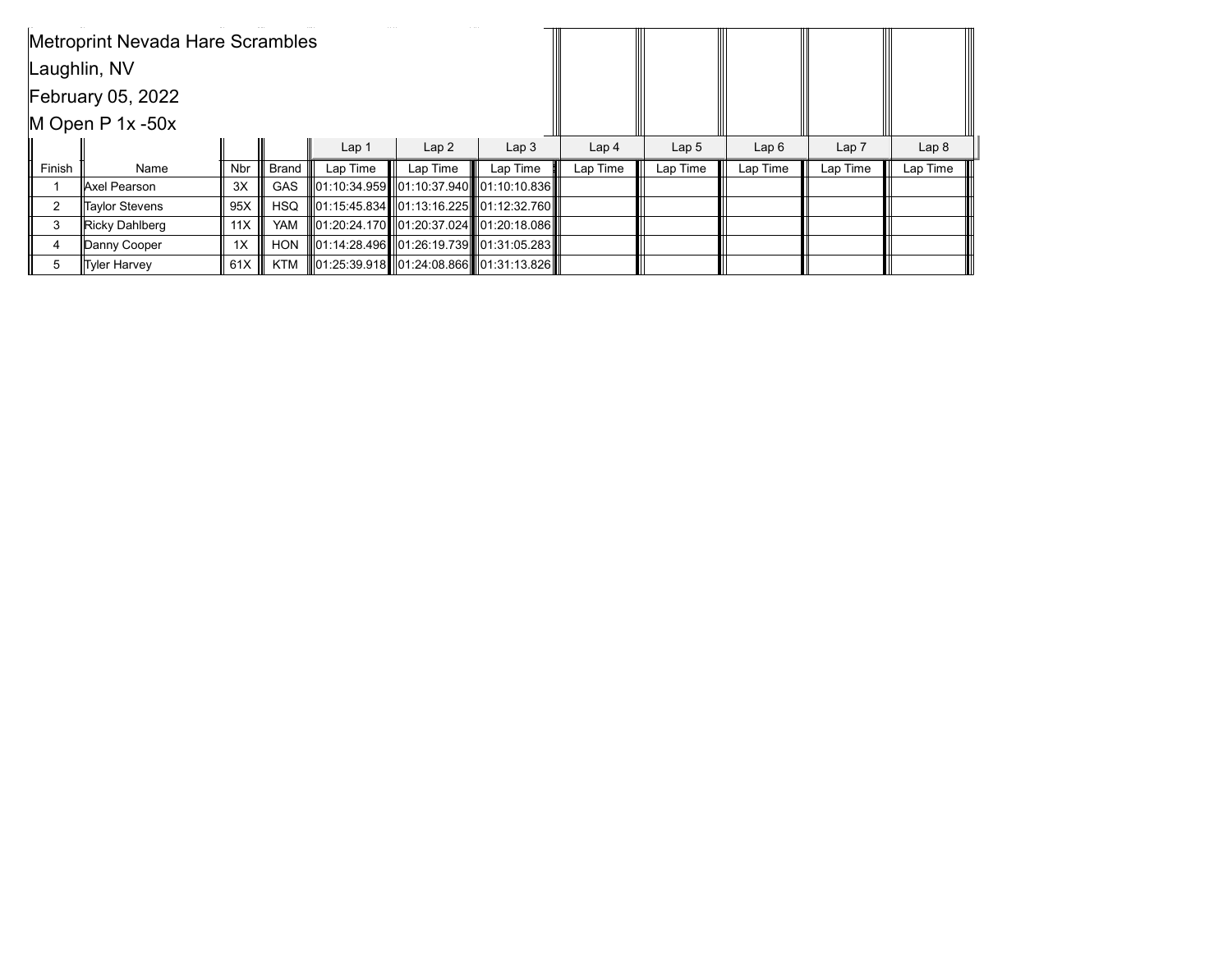Metroprint Nevada Hare Scrambles

Laughlin, NV

February 05, 2022

M Open P 1x -50x

| Finish | Name | Nbr | Brand | Lap 1<br>Lap Time | Lap 2<br>Lap Time | Lap 3<br>Lap Time | Lap 4<br>Lap Time | Lap 5<br>Lap Time | Lap 6<br>Lap Time | Lap 7<br>Lap Time | Lap 8<br>Lap Time |
|---|---|---|---|---|---|---|---|---|---|---|---|
| 1 | Axel Pearson | 3X | GAS | 01:10:34.959 | 01:10:37.940 | 01:10:10.836 | | | | | |
| 2 | Taylor Stevens | 95X | HSQ | 01:15:45.834 | 01:13:16.225 | 01:12:32.760 | | | | | |
| 3 | Ricky Dahlberg | 11X | YAM | 01:20:24.170 | 01:20:37.024 | 01:20:18.086 | | | | | |
| 4 | Danny Cooper | 1X | HON | 01:14:28.496 | 01:26:19.739 | 01:31:05.283 | | | | | |
| 5 | Tyler Harvey | 61X | KTM | 01:25:39.918 | 01:24:08.866 | 01:31:13.826 | | | | | |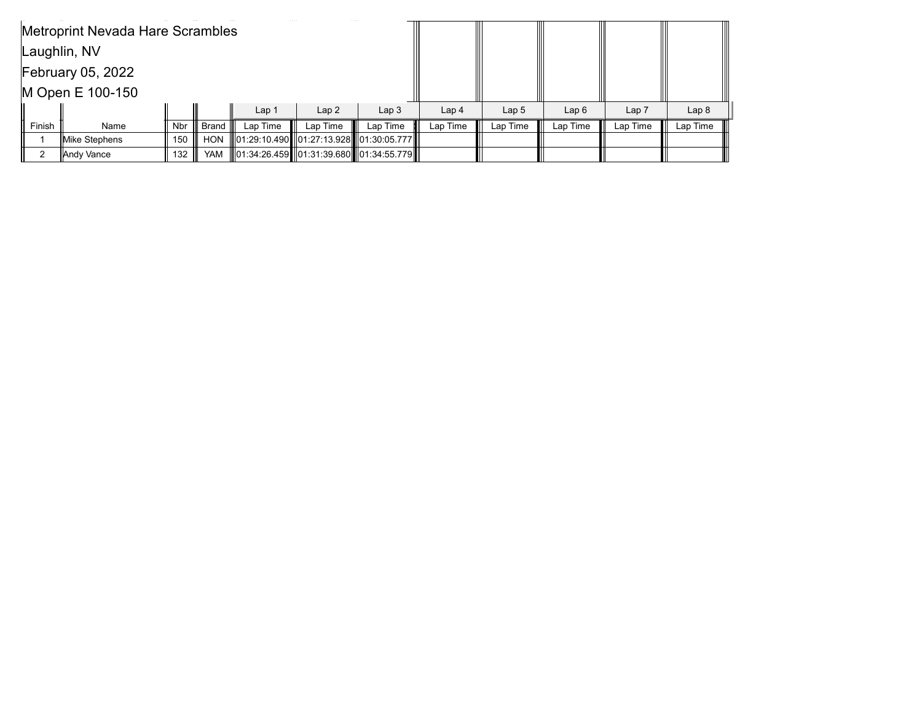Metroprint Nevada Hare Scrambles

Laughlin, NV

February 05, 2022

M Open E 100-150

| | | | | Lap 1 | Lap 2 | Lap 3 | Lap 4 | Lap 5 | Lap 6 | Lap 7 | Lap 8 |
|---|---|---|---|---|---|---|---|---|---|---|---|
| Finish | Name | Nbr | Brand | Lap Time | Lap Time | Lap Time | Lap Time | Lap Time | Lap Time | Lap Time | Lap Time |
| 1 | Mike Stephens | 150 | HON | 01:29:10.490 | 01:27:13.928 | 01:30:05.777 | | | | | |
| 2 | Andy Vance | 132 | YAM | 01:34:26.459 | 01:31:39.680 | 01:34:55.779 | | | | | |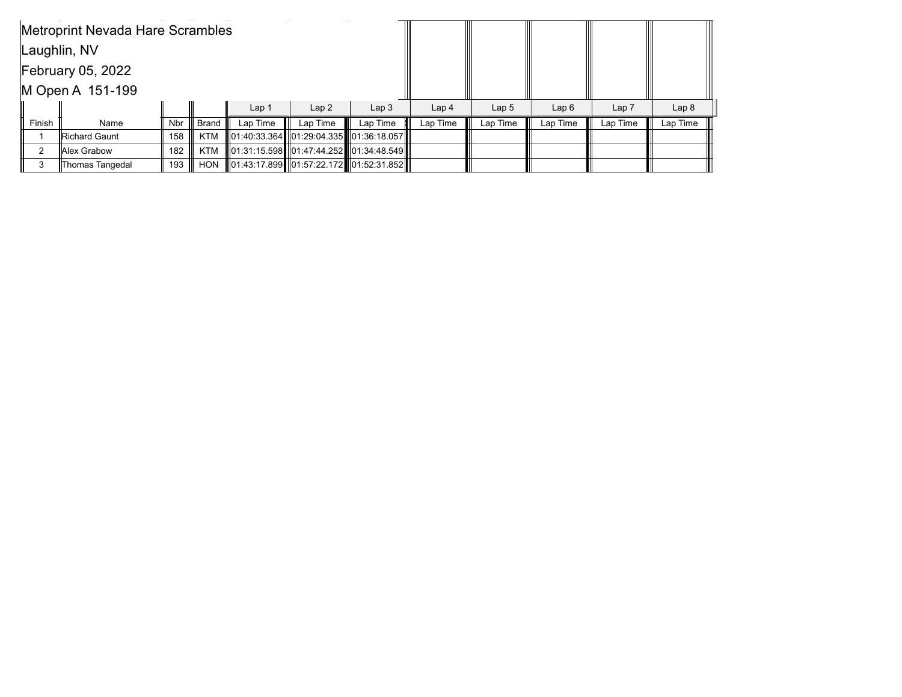Metroprint Nevada Hare Scrambles

Laughlin, NV

February 05, 2022

M Open A 151-199

| | | | | Lap 1 | Lap 2 | Lap 3 | Lap 4 | Lap 5 | Lap 6 | Lap 7 | Lap 8 |
|---|---|---|---|---|---|---|---|---|---|---|---|
| Finish | Name | Nbr | Brand | Lap Time | Lap Time | Lap Time | Lap Time | Lap Time | Lap Time | Lap Time | Lap Time |
| 1 | Richard Gaunt | 158 | KTM | 01:40:33.364 | 01:29:04.335 | 01:36:18.057 | | | | | |
| 2 | Alex Grabow | 182 | KTM | 01:31:15.598 | 01:47:44.252 | 01:34:48.549 | | | | | |
| 3 | Thomas Tangedal | 193 | HON | 01:43:17.899 | 01:57:22.172 | 01:52:31.852 | | | | | |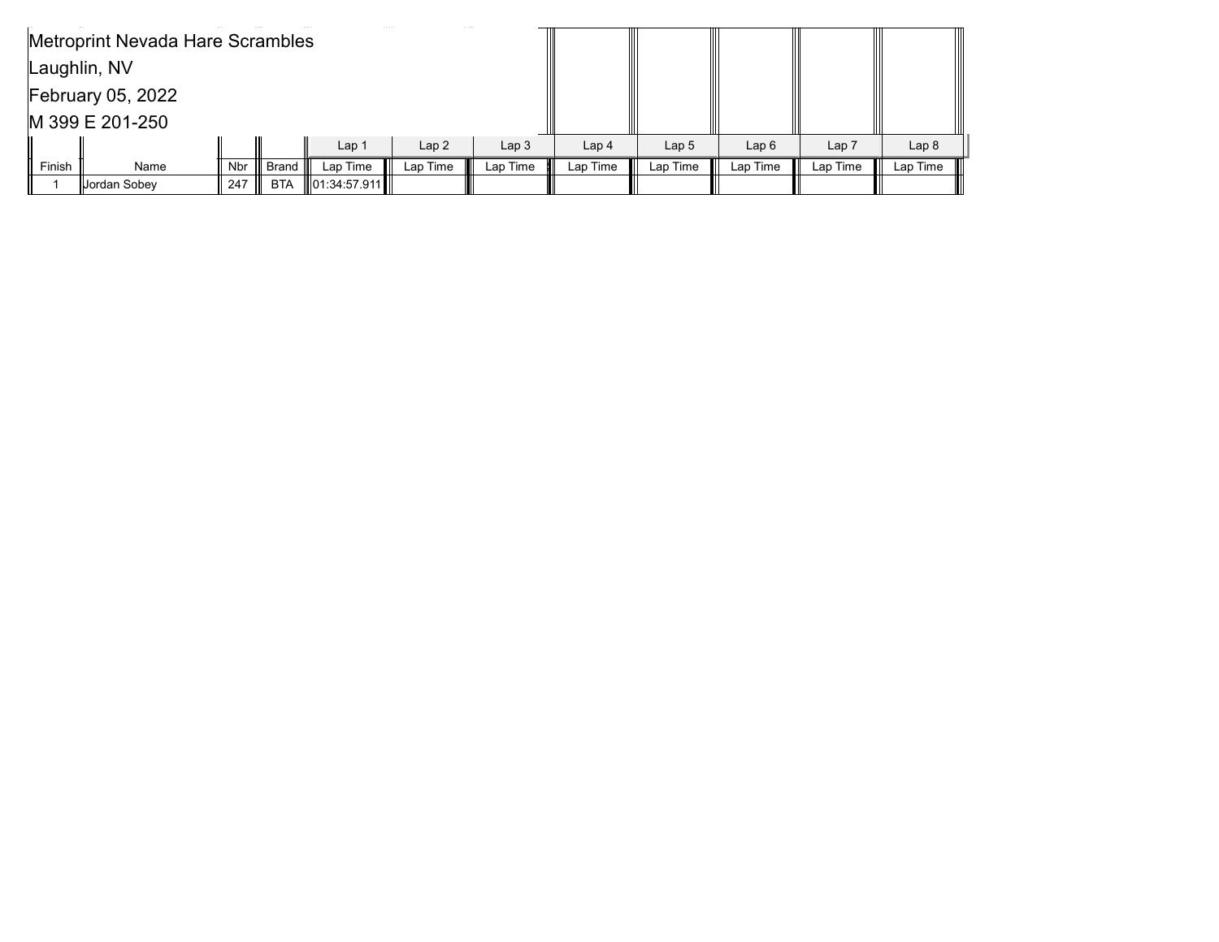Metroprint Nevada Hare Scrambles

Laughlin, NV

February 05, 2022

M 399 E 201-250

| | | | | Lap 1 | Lap 2 | Lap 3 | Lap 4 | Lap 5 | Lap 6 | Lap 7 | Lap 8 |
|---|---|---|---|---|---|---|---|---|---|---|---|
| Finish | Name | Nbr | Brand | Lap Time | Lap Time | Lap Time | Lap Time | Lap Time | Lap Time | Lap Time | Lap Time |
| 1 | Jordan Sobey | 247 | BTA | 01:34:57.911 | | | | | | | |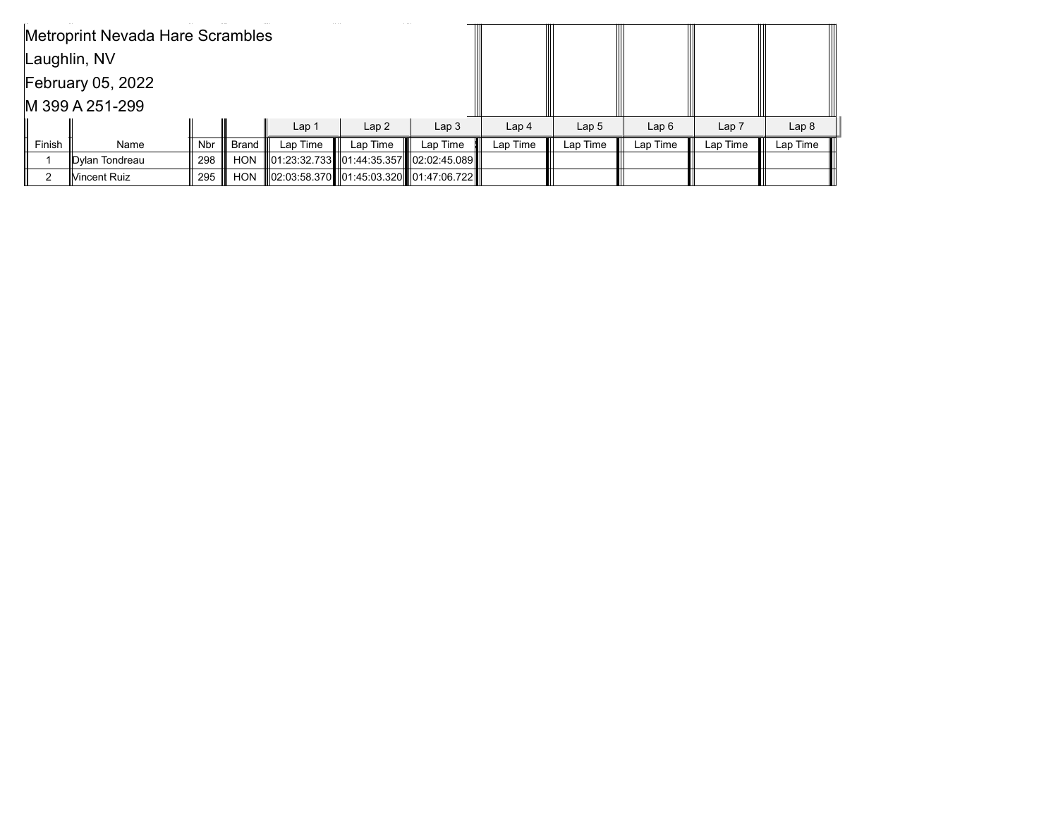Metroprint Nevada Hare Scrambles

Laughlin, NV

February 05, 2022

M 399 A 251-299

| | | | | Lap 1 | Lap 2 | Lap 3 | Lap 4 | Lap 5 | Lap 6 | Lap 7 | Lap 8 |
|---|---|---|---|---|---|---|---|---|---|---|---|
| Finish | Name | Nbr | Brand | Lap Time | Lap Time | Lap Time | Lap Time | Lap Time | Lap Time | Lap Time | Lap Time |
| 1 | Dylan Tondreau | 298 | HON | 01:23:32.733 | 01:44:35.357 | 02:02:45.089 | | | | | |
| 2 | Vincent Ruiz | 295 | HON | 02:03:58.370 | 01:45:03.320 | 01:47:06.722 | | | | | |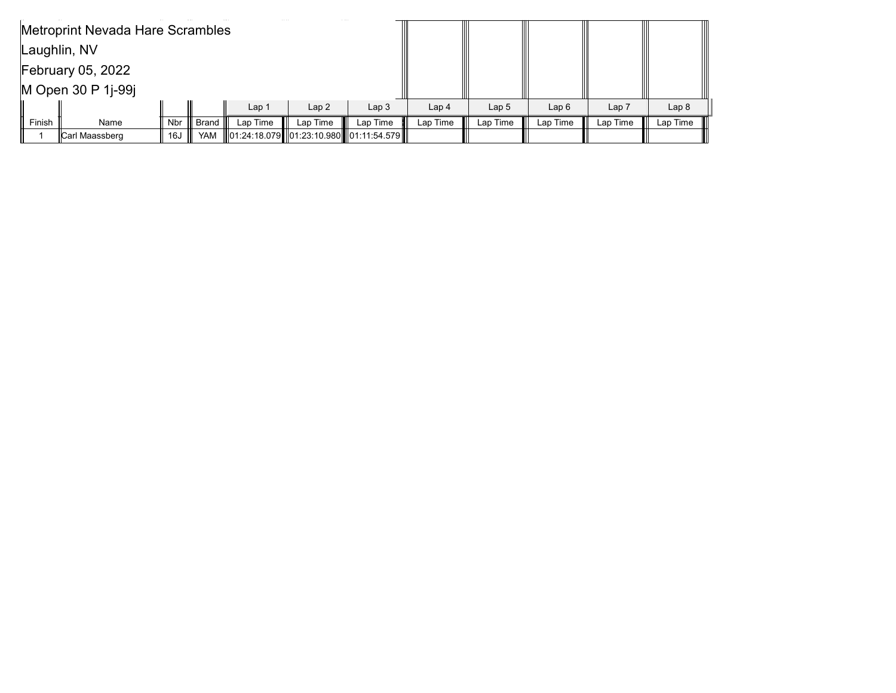Metroprint Nevada Hare Scrambles

Laughlin, NV

February 05, 2022

M Open 30 P 1j-99j

| | | | | Lap 1 | Lap 2 | Lap 3 | Lap 4 | Lap 5 | Lap 6 | Lap 7 | Lap 8 |
|---|---|---|---|---|---|---|---|---|---|---|---|
| Finish | Name | Nbr | Brand | Lap Time | Lap Time | Lap Time | Lap Time | Lap Time | Lap Time | Lap Time | Lap Time |
| 1 | Carl Maassberg | 16J | YAM | 01:24:18.079 | 01:23:10.980 | 01:11:54.579 | | | | | |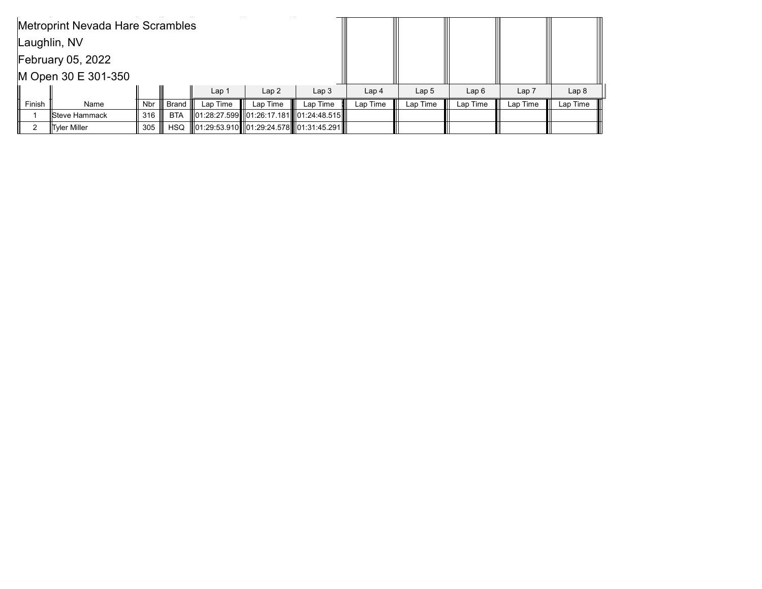Metroprint Nevada Hare Scrambles

Laughlin, NV

February 05, 2022

M Open 30 E 301-350

| Finish | Name | Nbr | Brand | Lap 1<br>Lap Time | Lap 2<br>Lap Time | Lap 3<br>Lap Time | Lap 4<br>Lap Time | Lap 5<br>Lap Time | Lap 6<br>Lap Time | Lap 7<br>Lap Time | Lap 8<br>Lap Time |
|---|---|---|---|---|---|---|---|---|---|---|---|
| 1 | Steve Hammack | 316 | BTA | 01:28:27.599 | 01:26:17.181 | 01:24:48.515 | | | | | |
| 2 | Tyler Miller | 305 | HSQ | 01:29:53.910 | 01:29:24.578 | 01:31:45.291 | | | | | |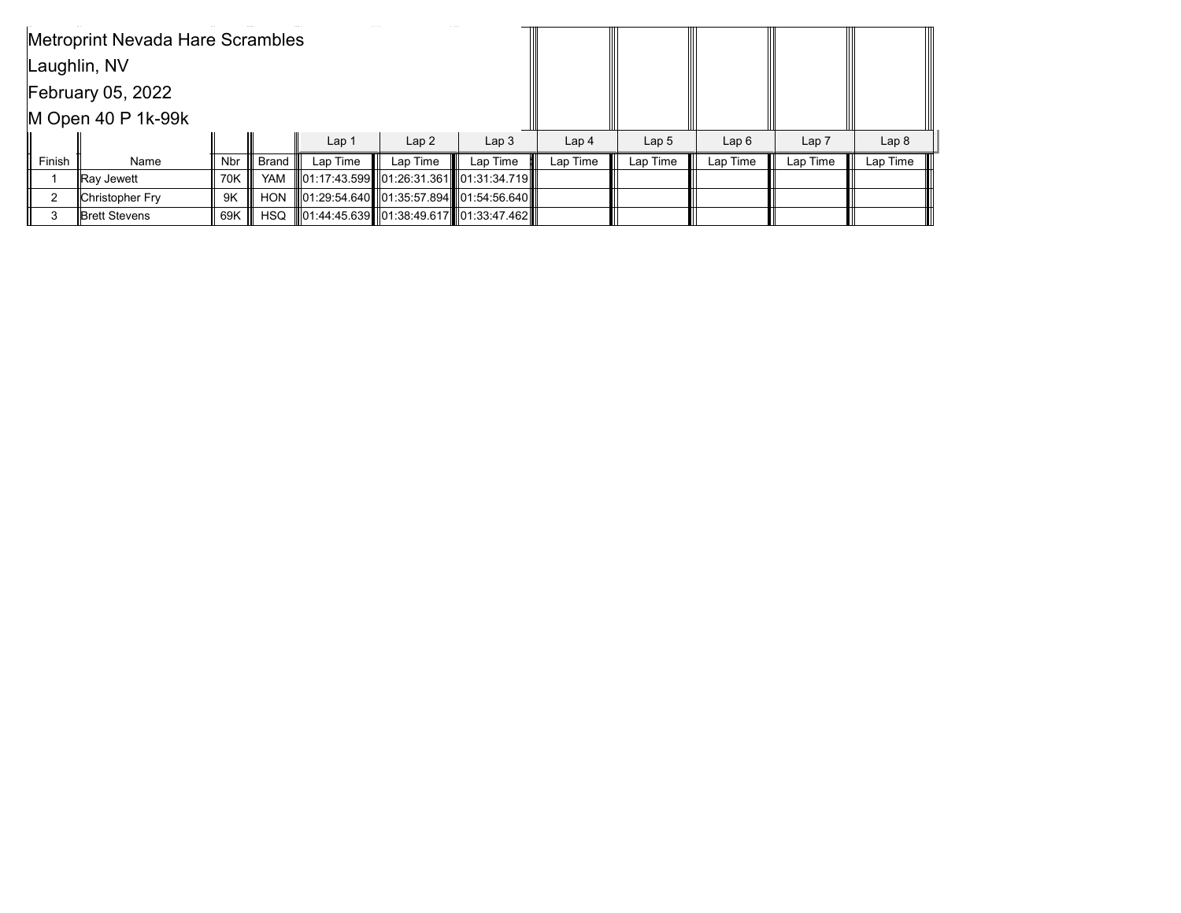Metroprint Nevada Hare Scrambles

Laughlin, NV

February 05, 2022

M Open 40 P 1k-99k

| | | | | Lap 1 | Lap 2 | Lap 3 | Lap 4 | Lap 5 | Lap 6 | Lap 7 | Lap 8 |
|---|---|---|---|---|---|---|---|---|---|---|---|
| Finish | Name | Nbr | Brand | Lap Time | Lap Time | Lap Time | Lap Time | Lap Time | Lap Time | Lap Time | Lap Time |
| 1 | Ray Jewett | 70K | YAM | 01:17:43.599 | 01:26:31.361 | 01:31:34.719 | | | | | |
| 2 | Christopher Fry | 9K | HON | 01:29:54.640 | 01:35:57.894 | 01:54:56.640 | | | | | |
| 3 | Brett Stevens | 69K | HSQ | 01:44:45.639 | 01:38:49.617 | 01:33:47.462 | | | | | |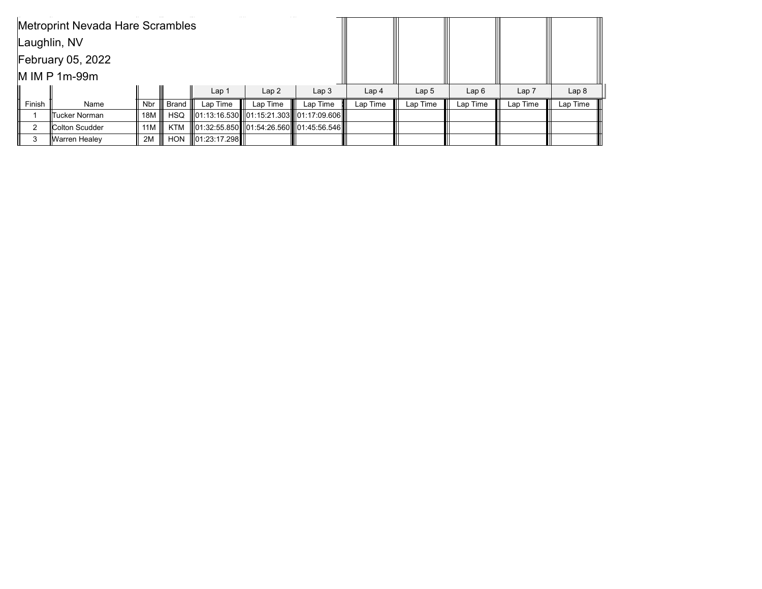Metroprint Nevada Hare Scrambles

Laughlin, NV

February 05, 2022

M IM P 1m-99m

| | | | | Lap 1 | Lap 2 | Lap 3 | Lap 4 | Lap 5 | Lap 6 | Lap 7 | Lap 8 |
|---|---|---|---|---|---|---|---|---|---|---|---|
| Finish | Name | Nbr | Brand | Lap Time | Lap Time | Lap Time | Lap Time | Lap Time | Lap Time | Lap Time | Lap Time |
| 1 | Tucker Norman | 18M | HSQ | 01:13:16.530 | 01:15:21.303 | 01:17:09.606 | | | | | |
| 2 | Colton Scudder | 11M | KTM | 01:32:55.850 | 01:54:26.560 | 01:45:56.546 | | | | | |
| 3 | Warren Healey | 2M | HON | 01:23:17.298 | | | | | | | |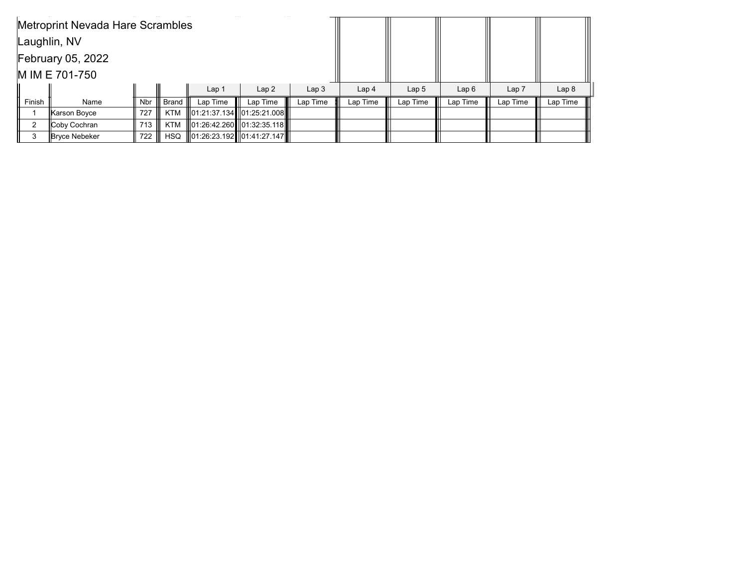Metroprint Nevada Hare Scrambles

Laughlin, NV

February 05, 2022

M IM E 701-750

| | | | | Lap 1 | Lap 2 | Lap 3 | Lap 4 | Lap 5 | Lap 6 | Lap 7 | Lap 8 |
|---|---|---|---|---|---|---|---|---|---|---|---|
| Finish | Name | Nbr | Brand | Lap Time | Lap Time | Lap Time | Lap Time | Lap Time | Lap Time | Lap Time | Lap Time |
| 1 | Karson Boyce | 727 | KTM | 01:21:37.134 | 01:25:21.008 | | | | | | |
| 2 | Coby Cochran | 713 | KTM | 01:26:42.260 | 01:32:35.118 | | | | | | |
| 3 | Bryce Nebeker | 722 | HSQ | 01:26:23.192 | 01:41:27.147 | | | | | | |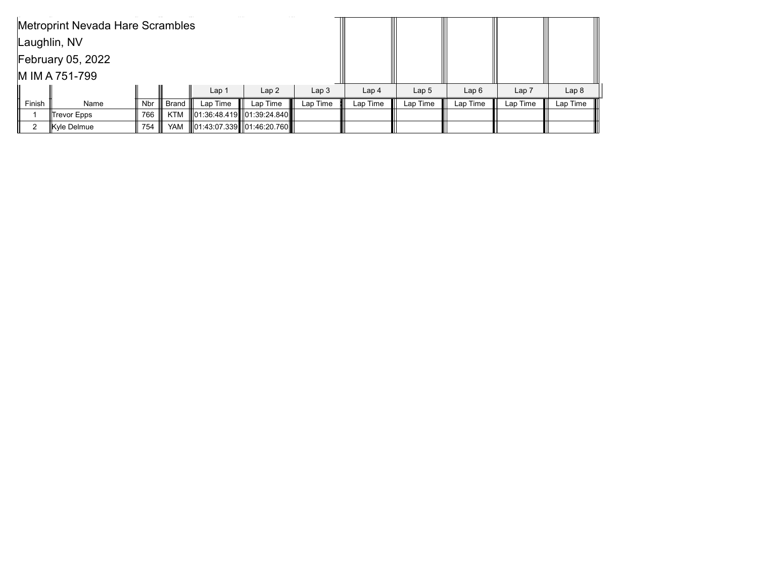Metroprint Nevada Hare Scrambles

Laughlin, NV

February 05, 2022

M IM A 751-799

| Finish | Name | Nbr | Brand | Lap 1 Lap Time | Lap 2 Lap Time | Lap 3 Lap Time | Lap 4 Lap Time | Lap 5 Lap Time | Lap 6 Lap Time | Lap 7 Lap Time | Lap 8 Lap Time |
|---|---|---|---|---|---|---|---|---|---|---|---|
| 1 | Trevor Epps | 766 | KTM | 01:36:48.419 | 01:39:24.840 | | | | | | |
| 2 | Kyle Delmue | 754 | YAM | 01:43:07.339 | 01:46:20.760 | | | | | | |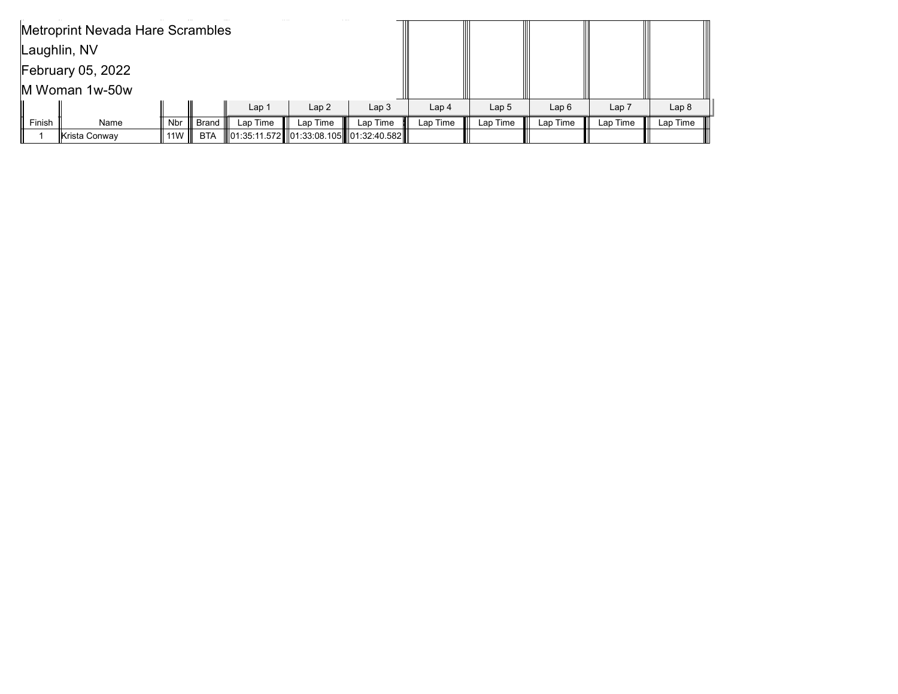Metroprint Nevada Hare Scrambles

Laughlin, NV

February 05, 2022

M Woman 1w-50w

| | | | | Lap 1 | Lap 2 | Lap 3 | Lap 4 | Lap 5 | Lap 6 | Lap 7 | Lap 8 |
|---|---|---|---|---|---|---|---|---|---|---|---|
| Finish | Name | Nbr | Brand | Lap Time | Lap Time | Lap Time | Lap Time | Lap Time | Lap Time | Lap Time | Lap Time |
| 1 | Krista Conway | 11W | BTA | 01:35:11.572 | 01:33:08.105 | 01:32:40.582 | | | | | |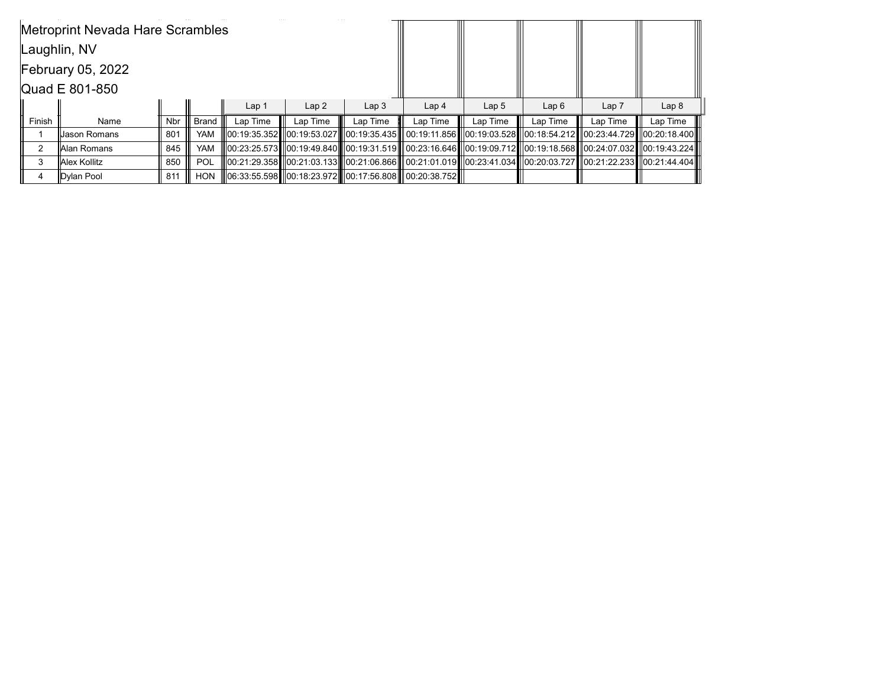Metroprint Nevada Hare Scrambles

Laughlin, NV

February 05, 2022

Quad E 801-850

| | | | | Lap 1 | Lap 2 | Lap 3 | Lap 4 | Lap 5 | Lap 6 | Lap 7 | Lap 8 |
|---|---|---|---|---|---|---|---|---|---|---|---|
| Finish | Name | Nbr | Brand | Lap Time | Lap Time | Lap Time | Lap Time | Lap Time | Lap Time | Lap Time | Lap Time |
| 1 | Jason Romans | 801 | YAM | 00:19:35.352 | 00:19:53.027 | 00:19:35.435 | 00:19:11.856 | 00:19:03.528 | 00:18:54.212 | 00:23:44.729 | 00:20:18.400 |
| 2 | Alan Romans | 845 | YAM | 00:23:25.573 | 00:19:49.840 | 00:19:31.519 | 00:23:16.646 | 00:19:09.712 | 00:19:18.568 | 00:24:07.032 | 00:19:43.224 |
| 3 | Alex Kollitz | 850 | POL | 00:21:29.358 | 00:21:03.133 | 00:21:06.866 | 00:21:01.019 | 00:23:41.034 | 00:20:03.727 | 00:21:22.233 | 00:21:44.404 |
| 4 | Dylan Pool | 811 | HON | 06:33:55.598 | 00:18:23.972 | 00:17:56.808 | 00:20:38.752 | | | | |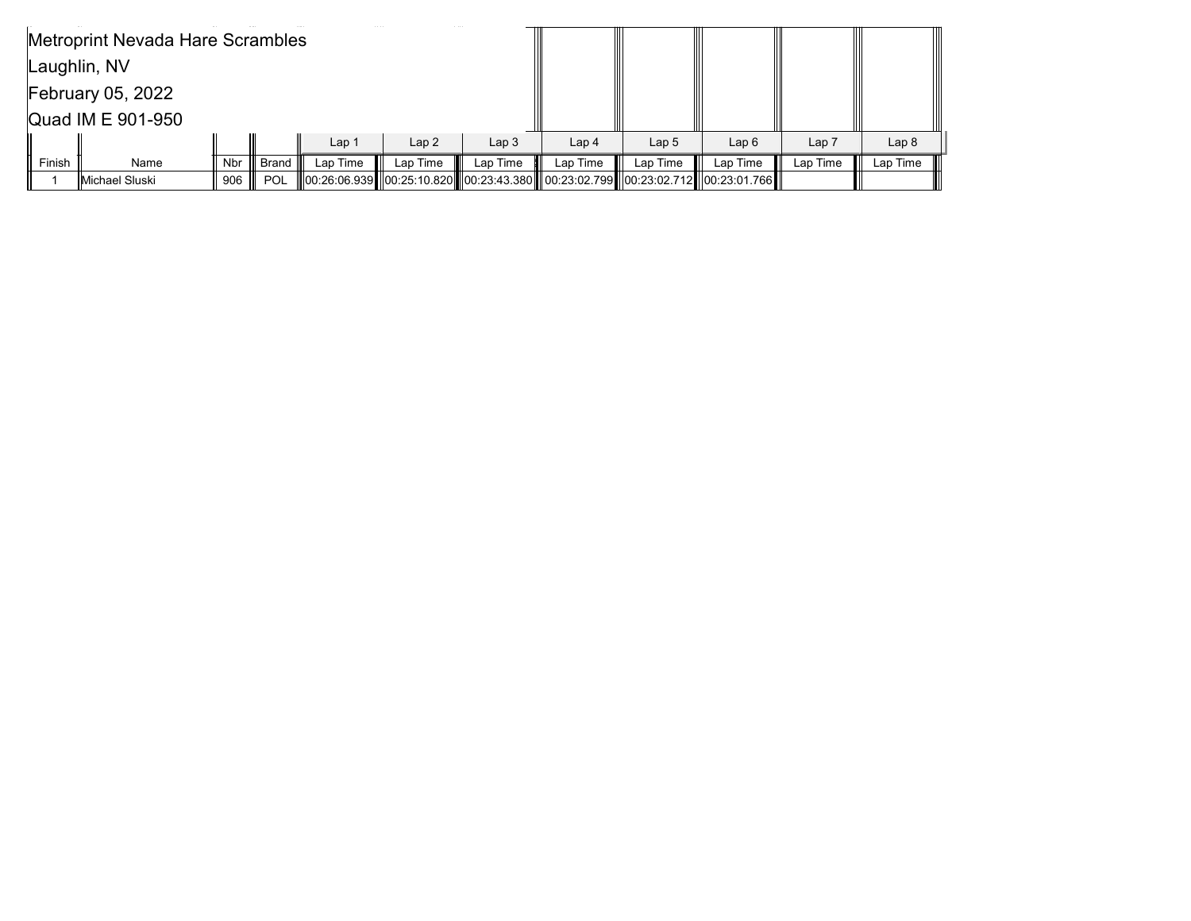Metroprint Nevada Hare Scrambles

Laughlin, NV

February 05, 2022

Quad IM E 901-950

| | | | | Lap 1 | Lap 2 | Lap 3 | Lap 4 | Lap 5 | Lap 6 | Lap 7 | Lap 8 |
|---|---|---|---|---|---|---|---|---|---|---|---|
| Finish | Name | Nbr | Brand | Lap Time | Lap Time | Lap Time | Lap Time | Lap Time | Lap Time | Lap Time | Lap Time |
| 1 | Michael Sluski | 906 | POL | 00:26:06.939 | 00:25:10.820 | 00:23:43.380 | 00:23:02.799 | 00:23:02.712 | 00:23:01.766 | | |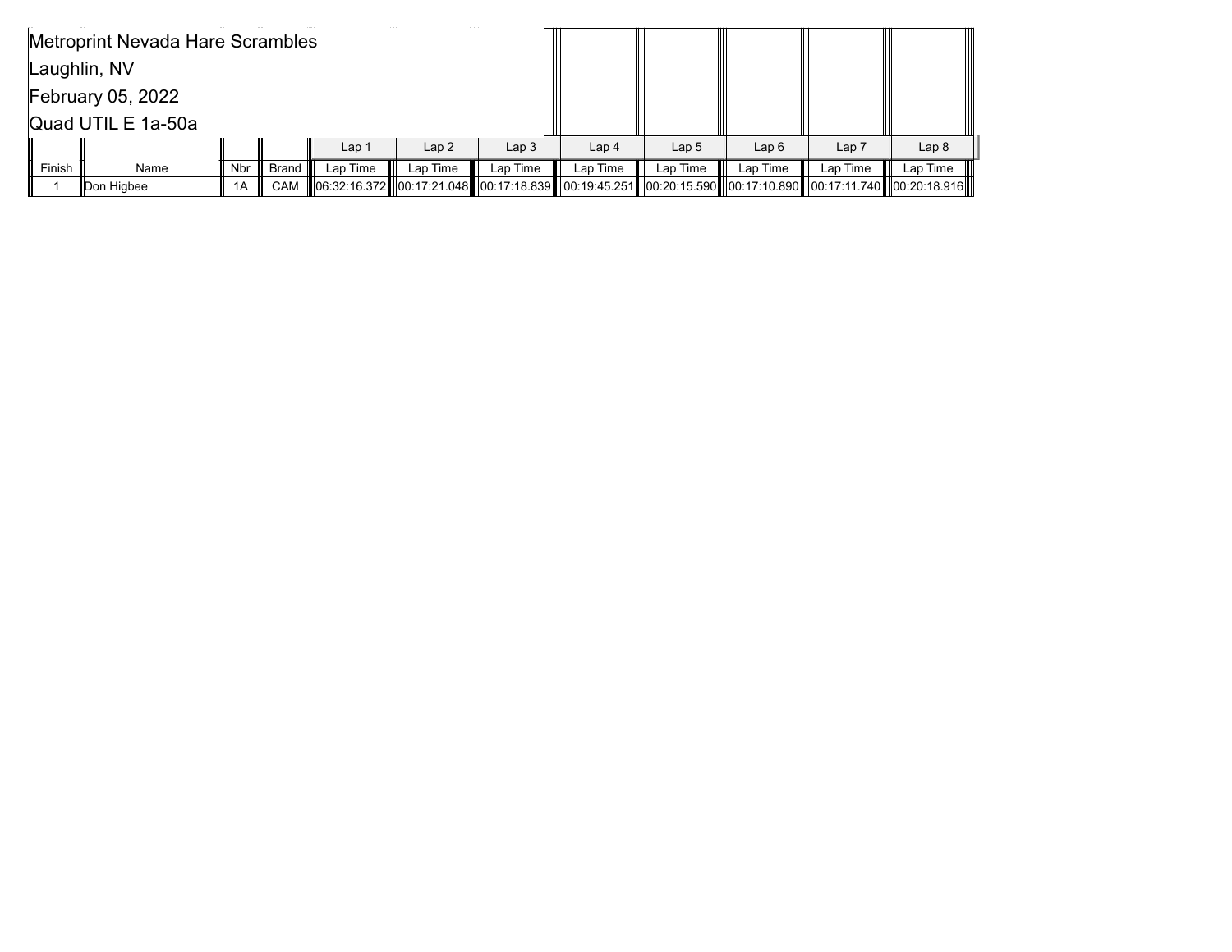Metroprint Nevada Hare Scrambles

Laughlin, NV

February 05, 2022

Quad UTIL E 1a-50a

| | | | | Lap 1 | Lap 2 | Lap 3 | Lap 4 | Lap 5 | Lap 6 | Lap 7 | Lap 8 |
|---|---|---|---|---|---|---|---|---|---|---|---|
| Finish | Name | Nbr | Brand | Lap Time | Lap Time | Lap Time | Lap Time | Lap Time | Lap Time | Lap Time | Lap Time |
| 1 | Don Higbee | 1A | CAM | 06:32:16.372 | 00:17:21.048 | 00:17:18.839 | 00:19:45.251 | 00:20:15.590 | 00:17:10.890 | 00:17:11.740 | 00:20:18.916 |